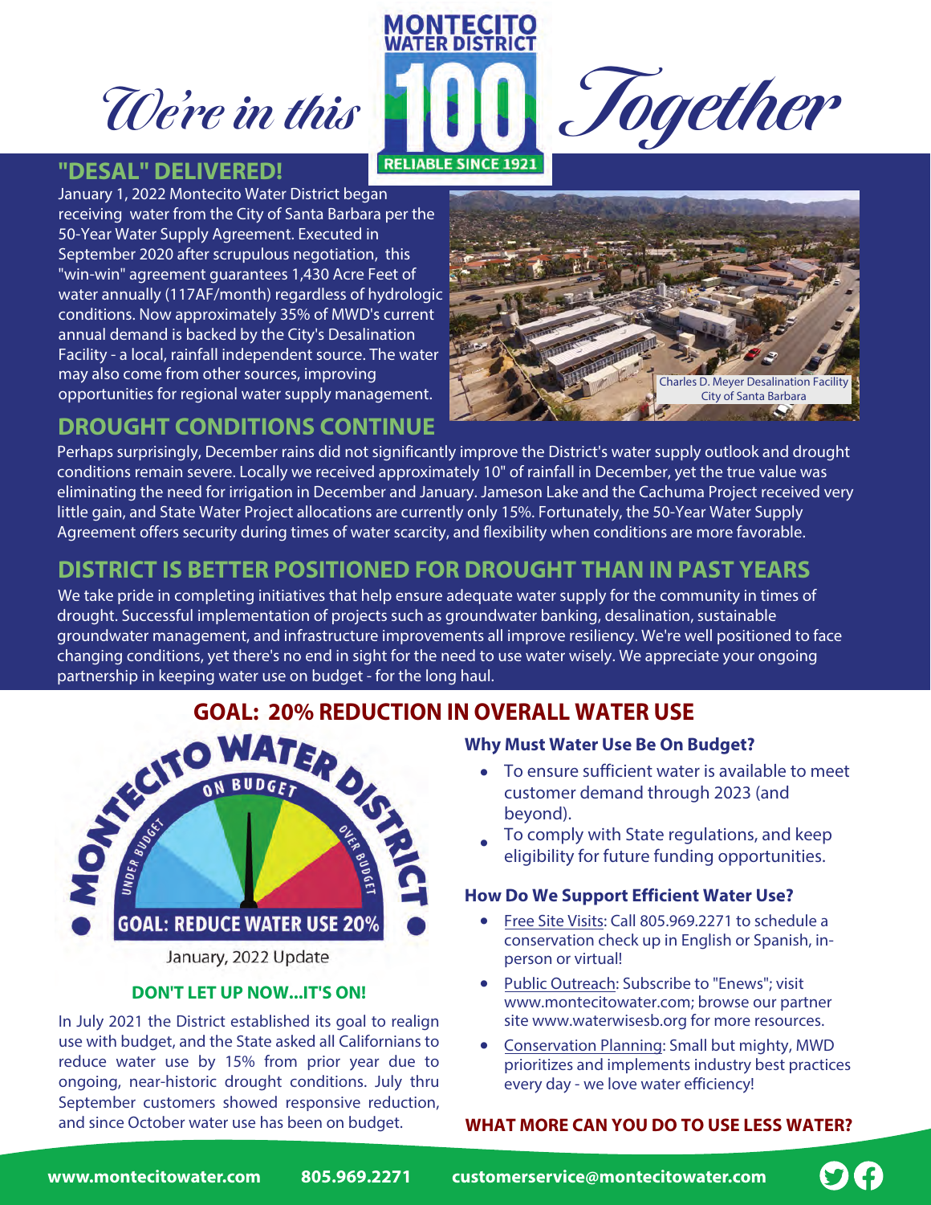# We're in this Together

MONTECITO WATER DISTRICT 100 RELIABLE SINCE 1921

## "DESAL" DELIVERED!

January 1, 2022 Montecito Water District began receiving water from the City of Santa Barbara per the 50-Year Water Supply Agreement. Executed in September 2020 after scrupulous negotiation, this "win-win" agreement guarantees 1,430 Acre Feet of water annually (117AF/month) regardless of hydrologic conditions. Now approximately 35% of MWD's current annual demand is backed by the City's Desalination Facility - a local, rainfall independent source. The water may also come from other sources, improving opportunities for regional water supply management.

Charles D. Meyer Desalination Facility
City of Santa Barbara

## DROUGHT CONDITIONS CONTINUE

Perhaps surprisingly, December rains did not significantly improve the District's water supply outlook and drought conditions remain severe. Locally we received approximately 10" of rainfall in December, yet the true value was eliminating the need for irrigation in December and January. Jameson Lake and the Cachuma Project received very little gain, and State Water Project allocations are currently only 15%. Fortunately, the 50-Year Water Supply Agreement offers security during times of water scarcity, and flexibility when conditions are more favorable.

## DISTRICT IS BETTER POSITIONED FOR DROUGHT THAN IN PAST YEARS

We take pride in completing initiatives that help ensure adequate water supply for the community in times of drought. Successful implementation of projects such as groundwater banking, desalination, sustainable groundwater management, and infrastructure improvements all improve resiliency. We're well positioned to face changing conditions, yet there's no end in sight for the need to use water wisely. We appreciate your ongoing partnership in keeping water use on budget - for the long haul.

## GOAL: 20% REDUCTION IN OVERALL WATER USE

MONTECITO WATER DISTRICT — ON BUDGET — UNDER BUDGET — OVER BUDGET — GOAL: REDUCE WATER USE 20%

January, 2022 Update

### DON'T LET UP NOW...IT'S ON!

In July 2021 the District established its goal to realign use with budget, and the State asked all Californians to reduce water use by 15% from prior year due to ongoing, near-historic drought conditions. July thru September customers showed responsive reduction, and since October water use has been on budget.

### Why Must Water Use Be On Budget?

- To ensure sufficient water is available to meet customer demand through 2023 (and beyond).
- To comply with State regulations, and keep eligibility for future funding opportunities.

### How Do We Support Efficient Water Use?

- Free Site Visits: Call 805.969.2271 to schedule a conservation check up in English or Spanish, in-person or virtual!
- Public Outreach: Subscribe to "Enews"; visit www.montecitowater.com; browse our partner site www.waterwisesb.org for more resources.
- Conservation Planning: Small but mighty, MWD prioritizes and implements industry best practices every day - we love water efficiency!

### WHAT MORE CAN YOU DO TO USE LESS WATER?

www.montecitowater.com 805.969.2271 customerservice@montecitowater.com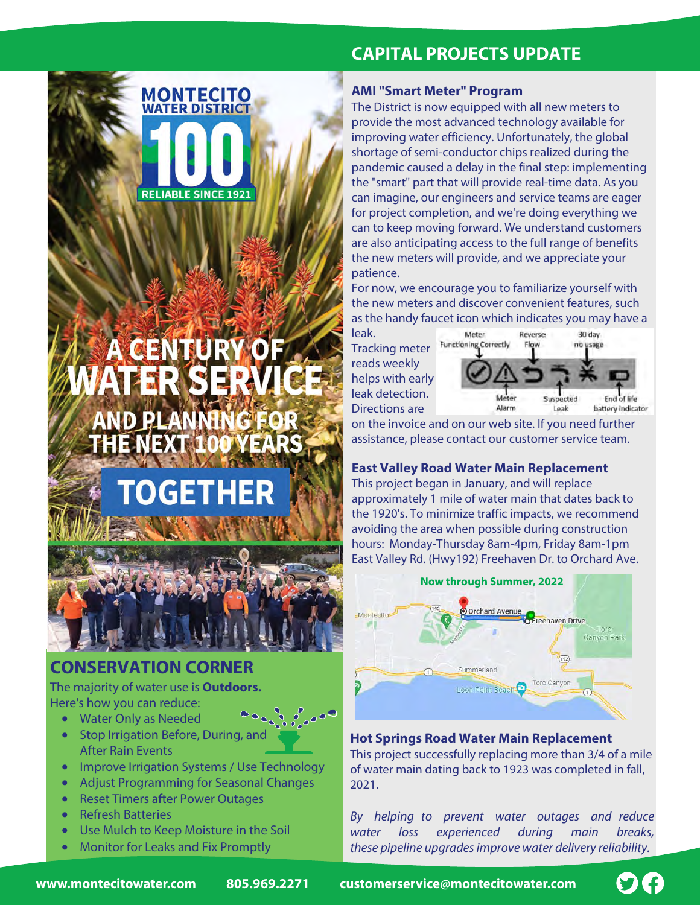# CAPITAL PROJECTS UPDATE

MONTECITO WATER DISTRICT

100

RELIABLE SINCE 1921

# A CENTURY OF WATER SERVICE AND PLANNING FOR THE NEXT 100 YEARS TOGETHER

## AMI "Smart Meter" Program

The District is now equipped with all new meters to provide the most advanced technology available for improving water efficiency. Unfortunately, the global shortage of semi-conductor chips realized during the pandemic caused a delay in the final step: implementing the "smart" part that will provide real-time data. As you can imagine, our engineers and service teams are eager for project completion, and we're doing everything we can to keep moving forward. We understand customers are also anticipating access to the full range of benefits the new meters will provide, and we appreciate your patience.

For now, we encourage you to familiarize yourself with the new meters and discover convenient features, such as the handy faucet icon which indicates you may have a leak.

Meter Functioning Correctly
Reverse Flow
30 day no usage
Meter Alarm
Suspected Leak
End of life battery indicator

Tracking meter reads weekly helps with early leak detection. Directions are on the invoice and on our web site. If you need further assistance, please contact our customer service team.

## East Valley Road Water Main Replacement

This project began in January, and will replace approximately 1 mile of water main that dates back to the 1920's. To minimize traffic impacts, we recommend avoiding the area when possible during construction hours: Monday-Thursday 8am-4pm, Friday 8am-1pm East Valley Rd. (Hwy192) Freehaven Dr. to Orchard Ave.

**Now through Summer, 2022**

Montecito
192
Orchard Avenue
Freehaven Drive
Toro Canyon Park
192
Summerland
1
Loon Point Beach
Toro Canyon
1

## Hot Springs Road Water Main Replacement

This project successfully replacing more than 3/4 of a mile of water main dating back to 1923 was completed in fall, 2021.

*By helping to prevent water outages and reduce water loss experienced during main breaks, these pipeline upgrades improve water delivery reliability.*

## CONSERVATION CORNER

The majority of water use is **Outdoors.**
Here's how you can reduce:

- Water Only as Needed
- Stop Irrigation Before, During, and After Rain Events
- Improve Irrigation Systems / Use Technology
- Adjust Programming for Seasonal Changes
- Reset Timers after Power Outages
- Refresh Batteries
- Use Mulch to Keep Moisture in the Soil
- Monitor for Leaks and Fix Promptly

**www.montecitowater.com 805.969.2271 customerservice@montecitowater.com**